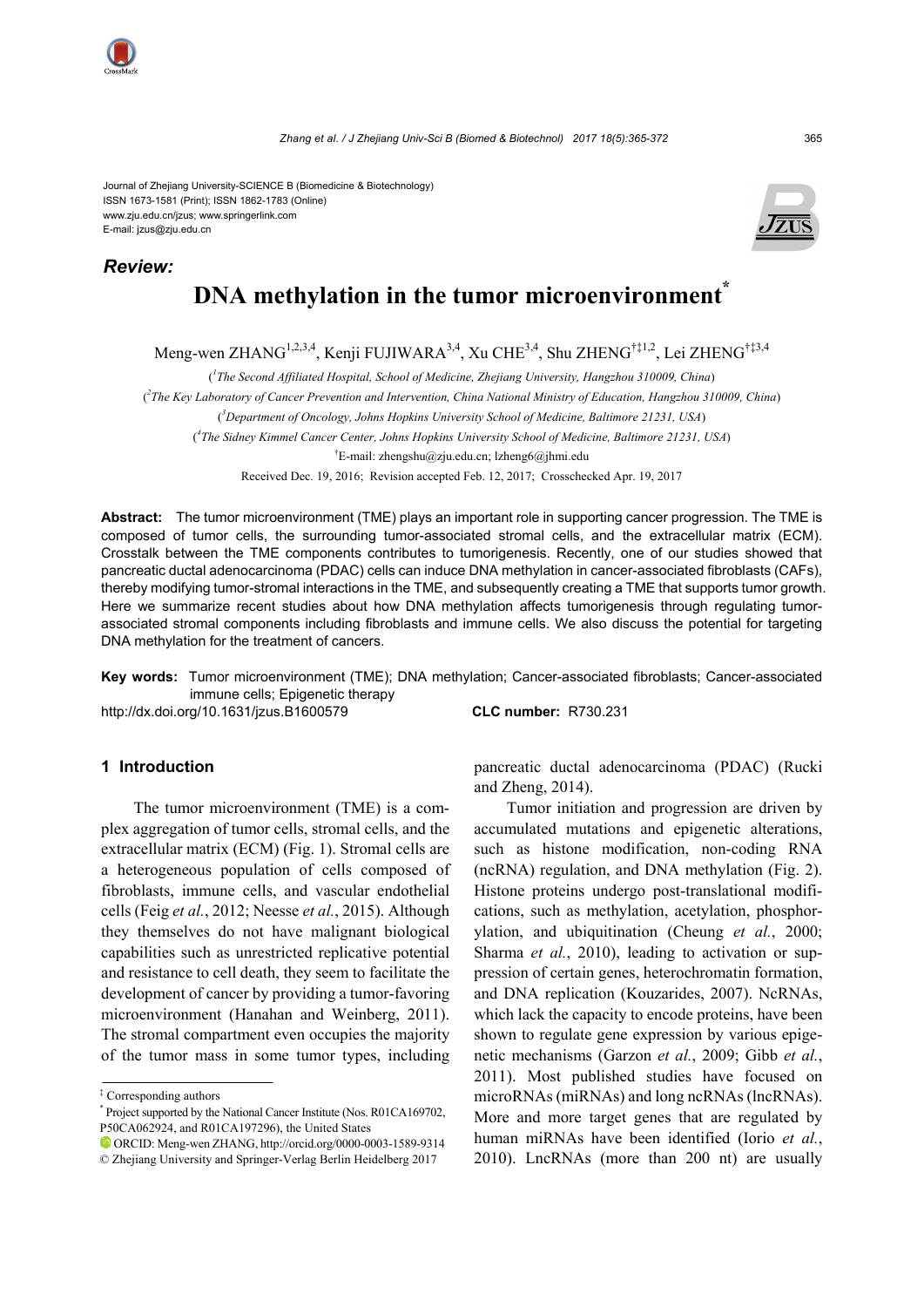Journal of Zhejiang University-SCIENCE B (Biomedicine & Biotechnology)
ISSN 1673-1581 (Print); ISSN 1862-1783 (Online)
www.zju.edu.cn/jzus; www.springerlink.com
E-mail: jzus@zju.edu.cn

***Review:***

# DNA methylation in the tumor microenvironment*

Meng-wen ZHANG[1,2,3,4], Kenji FUJIWARA[3,4], Xu CHE[3,4], Shu ZHENG[†‡1,2], Lei ZHENG[†‡3,4]

([1]*The Second Affiliated Hospital, School of Medicine, Zhejiang University, Hangzhou 310009, China*)

([2]*The Key Laboratory of Cancer Prevention and Intervention, China National Ministry of Education, Hangzhou 310009, China*)

([3]*Department of Oncology, Johns Hopkins University School of Medicine, Baltimore 21231, USA*)

([4]*The Sidney Kimmel Cancer Center, Johns Hopkins University School of Medicine, Baltimore 21231, USA*)

[†]E-mail: zhengshu@zju.edu.cn; lzheng6@jhmi.edu

Received Dec. 19, 2016; Revision accepted Feb. 12, 2017; Crosschecked Apr. 19, 2017

**Abstract:** The tumor microenvironment (TME) plays an important role in supporting cancer progression. The TME is composed of tumor cells, the surrounding tumor-associated stromal cells, and the extracellular matrix (ECM). Crosstalk between the TME components contributes to tumorigenesis. Recently, one of our studies showed that pancreatic ductal adenocarcinoma (PDAC) cells can induce DNA methylation in cancer-associated fibroblasts (CAFs), thereby modifying tumor-stromal interactions in the TME, and subsequently creating a TME that supports tumor growth. Here we summarize recent studies about how DNA methylation affects tumorigenesis through regulating tumor-associated stromal components including fibroblasts and immune cells. We also discuss the potential for targeting DNA methylation for the treatment of cancers.

**Key words:** Tumor microenvironment (TME); DNA methylation; Cancer-associated fibroblasts; Cancer-associated immune cells; Epigenetic therapy

http://dx.doi.org/10.1631/jzus.B1600579 **CLC number:** R730.231

## 1 Introduction

The tumor microenvironment (TME) is a complex aggregation of tumor cells, stromal cells, and the extracellular matrix (ECM) (Fig. 1). Stromal cells are a heterogeneous population of cells composed of fibroblasts, immune cells, and vascular endothelial cells (Feig *et al.*, 2012; Neesse *et al.*, 2015). Although they themselves do not have malignant biological capabilities such as unrestricted replicative potential and resistance to cell death, they seem to facilitate the development of cancer by providing a tumor-favoring microenvironment (Hanahan and Weinberg, 2011). The stromal compartment even occupies the majority of the tumor mass in some tumor types, including pancreatic ductal adenocarcinoma (PDAC) (Rucki and Zheng, 2014).

Tumor initiation and progression are driven by accumulated mutations and epigenetic alterations, such as histone modification, non-coding RNA (ncRNA) regulation, and DNA methylation (Fig. 2). Histone proteins undergo post-translational modifications, such as methylation, acetylation, phosphorylation, and ubiquitination (Cheung *et al.*, 2000; Sharma *et al.*, 2010), leading to activation or suppression of certain genes, heterochromatin formation, and DNA replication (Kouzarides, 2007). NcRNAs, which lack the capacity to encode proteins, have been shown to regulate gene expression by various epigenetic mechanisms (Garzon *et al.*, 2009; Gibb *et al.*, 2011). Most published studies have focused on microRNAs (miRNAs) and long ncRNAs (lncRNAs). More and more target genes that are regulated by human miRNAs have been identified (Iorio *et al.*, 2010). LncRNAs (more than 200 nt) are usually

---

‡ Corresponding authors

\* Project supported by the National Cancer Institute (Nos. R01CA169702, P50CA062924, and R01CA197296), the United States

ORCID: Meng-wen ZHANG, http://orcid.org/0000-0003-1589-9314

© Zhejiang University and Springer-Verlag Berlin Heidelberg 2017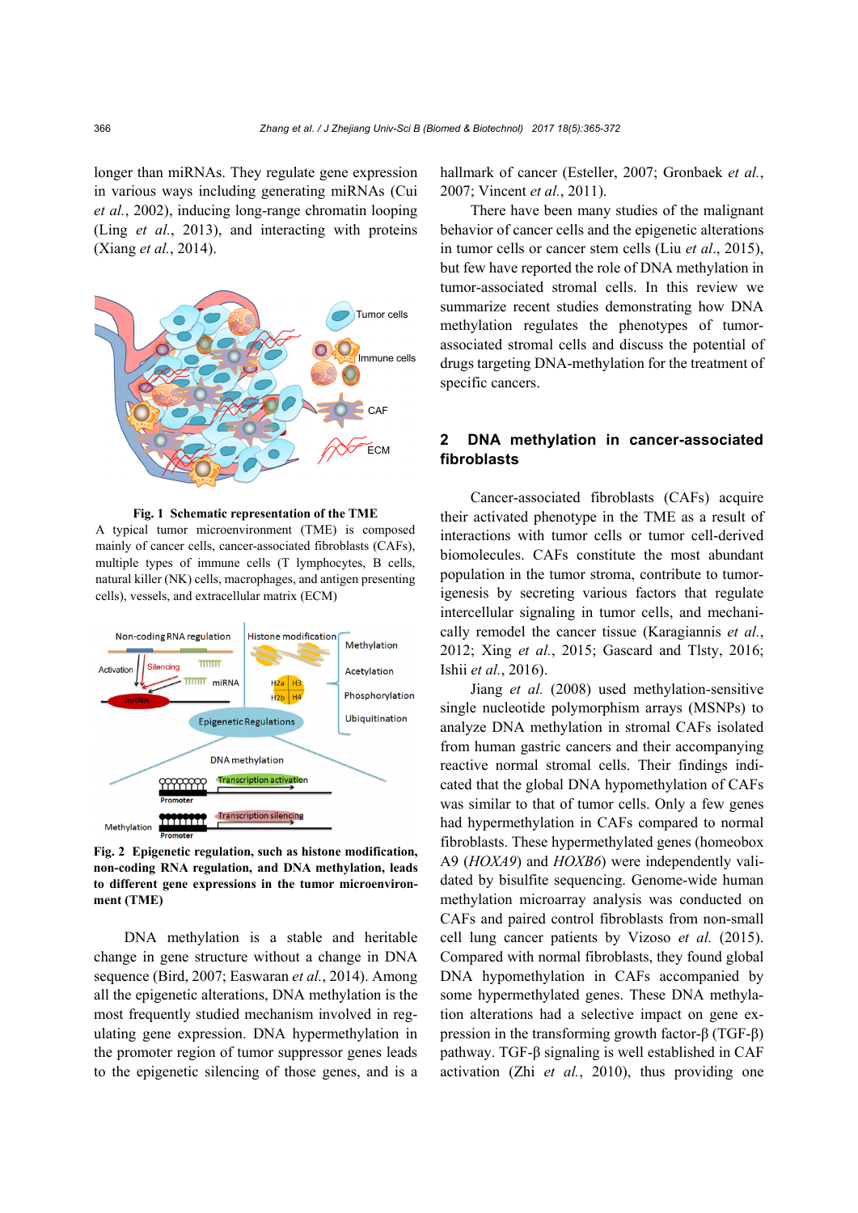longer than miRNAs. They regulate gene expression in various ways including generating miRNAs (Cui *et al.*, 2002), inducing long-range chromatin looping (Ling *et al.*, 2013), and interacting with proteins (Xiang *et al.*, 2014).

**Fig. 1 Schematic representation of the TME**

A typical tumor microenvironment (TME) is composed mainly of cancer cells, cancer-associated fibroblasts (CAFs), multiple types of immune cells (T lymphocytes, B cells, natural killer (NK) cells, macrophages, and antigen presenting cells), vessels, and extracellular matrix (ECM)

**Fig. 2 Epigenetic regulation, such as histone modification, non-coding RNA regulation, and DNA methylation, leads to different gene expressions in the tumor microenvironment (TME)**

DNA methylation is a stable and heritable change in gene structure without a change in DNA sequence (Bird, 2007; Easwaran *et al.*, 2014). Among all the epigenetic alterations, DNA methylation is the most frequently studied mechanism involved in regulating gene expression. DNA hypermethylation in the promoter region of tumor suppressor genes leads to the epigenetic silencing of those genes, and is a hallmark of cancer (Esteller, 2007; Gronbaek *et al.*, 2007; Vincent *et al.*, 2011).

There have been many studies of the malignant behavior of cancer cells and the epigenetic alterations in tumor cells or cancer stem cells (Liu *et al*., 2015), but few have reported the role of DNA methylation in tumor-associated stromal cells. In this review we summarize recent studies demonstrating how DNA methylation regulates the phenotypes of tumor-associated stromal cells and discuss the potential of drugs targeting DNA-methylation for the treatment of specific cancers.

## 2 DNA methylation in cancer-associated fibroblasts

Cancer-associated fibroblasts (CAFs) acquire their activated phenotype in the TME as a result of interactions with tumor cells or tumor cell-derived biomolecules. CAFs constitute the most abundant population in the tumor stroma, contribute to tumorigenesis by secreting various factors that regulate intercellular signaling in tumor cells, and mechanically remodel the cancer tissue (Karagiannis *et al.*, 2012; Xing *et al.*, 2015; Gascard and Tlsty, 2016; Ishii *et al.*, 2016).

Jiang *et al.* (2008) used methylation-sensitive single nucleotide polymorphism arrays (MSNPs) to analyze DNA methylation in stromal CAFs isolated from human gastric cancers and their accompanying reactive normal stromal cells. Their findings indicated that the global DNA hypomethylation of CAFs was similar to that of tumor cells. Only a few genes had hypermethylation in CAFs compared to normal fibroblasts. These hypermethylated genes (homeobox A9 (*HOXA9*) and *HOXB6*) were independently validated by bisulfite sequencing. Genome-wide human methylation microarray analysis was conducted on CAFs and paired control fibroblasts from non-small cell lung cancer patients by Vizoso *et al.* (2015). Compared with normal fibroblasts, they found global DNA hypomethylation in CAFs accompanied by some hypermethylated genes. These DNA methylation alterations had a selective impact on gene expression in the transforming growth factor-β (TGF-β) pathway. TGF-β signaling is well established in CAF activation (Zhi *et al.*, 2010), thus providing one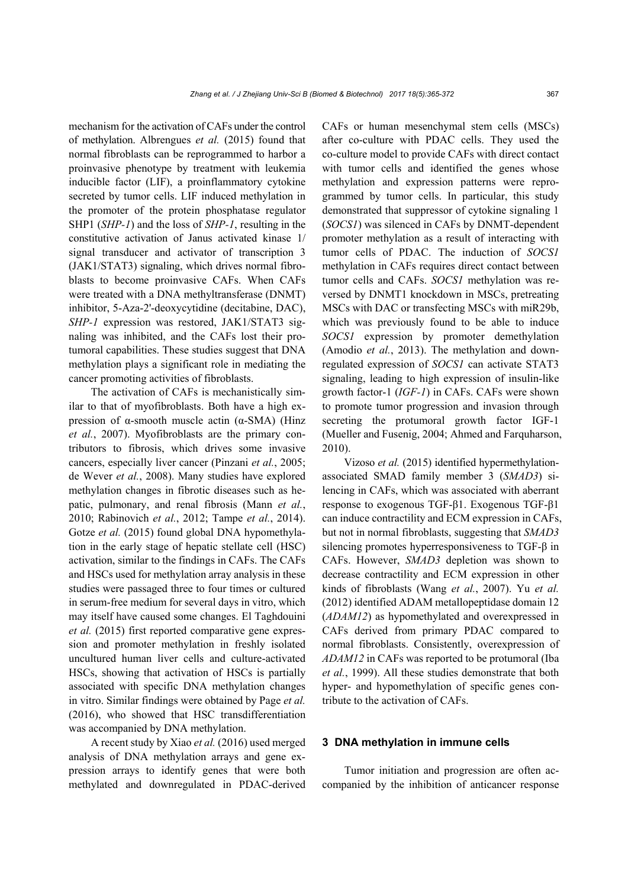mechanism for the activation of CAFs under the control of methylation. Albrengues *et al.* (2015) found that normal fibroblasts can be reprogrammed to harbor a proinvasive phenotype by treatment with leukemia inducible factor (LIF), a proinflammatory cytokine secreted by tumor cells. LIF induced methylation in the promoter of the protein phosphatase regulator SHP1 (*SHP-1*) and the loss of *SHP-1*, resulting in the constitutive activation of Janus activated kinase 1/ signal transducer and activator of transcription 3 (JAK1/STAT3) signaling, which drives normal fibroblasts to become proinvasive CAFs. When CAFs were treated with a DNA methyltransferase (DNMT) inhibitor, 5-Aza-2'-deoxycytidine (decitabine, DAC), *SHP-1* expression was restored, JAK1/STAT3 signaling was inhibited, and the CAFs lost their protumoral capabilities. These studies suggest that DNA methylation plays a significant role in mediating the cancer promoting activities of fibroblasts.

The activation of CAFs is mechanistically similar to that of myofibroblasts. Both have a high expression of α-smooth muscle actin (α-SMA) (Hinz *et al.*, 2007). Myofibroblasts are the primary contributors to fibrosis, which drives some invasive cancers, especially liver cancer (Pinzani *et al.*, 2005; de Wever *et al.*, 2008). Many studies have explored methylation changes in fibrotic diseases such as hepatic, pulmonary, and renal fibrosis (Mann *et al.*, 2010; Rabinovich *et al.*, 2012; Tampe *et al.*, 2014). Gotze *et al.* (2015) found global DNA hypomethylation in the early stage of hepatic stellate cell (HSC) activation, similar to the findings in CAFs. The CAFs and HSCs used for methylation array analysis in these studies were passaged three to four times or cultured in serum-free medium for several days in vitro, which may itself have caused some changes. El Taghdouini *et al.* (2015) first reported comparative gene expression and promoter methylation in freshly isolated uncultured human liver cells and culture-activated HSCs, showing that activation of HSCs is partially associated with specific DNA methylation changes in vitro. Similar findings were obtained by Page *et al.* (2016), who showed that HSC transdifferentiation was accompanied by DNA methylation.

A recent study by Xiao *et al.* (2016) used merged analysis of DNA methylation arrays and gene expression arrays to identify genes that were both methylated and downregulated in PDAC-derived CAFs or human mesenchymal stem cells (MSCs) after co-culture with PDAC cells. They used the co-culture model to provide CAFs with direct contact with tumor cells and identified the genes whose methylation and expression patterns were reprogrammed by tumor cells. In particular, this study demonstrated that suppressor of cytokine signaling 1 (*SOCS1*) was silenced in CAFs by DNMT-dependent promoter methylation as a result of interacting with tumor cells of PDAC. The induction of *SOCS1* methylation in CAFs requires direct contact between tumor cells and CAFs. *SOCS1* methylation was reversed by DNMT1 knockdown in MSCs, pretreating MSCs with DAC or transfecting MSCs with miR29b, which was previously found to be able to induce *SOCS1* expression by promoter demethylation (Amodio *et al.*, 2013). The methylation and downregulated expression of *SOCS1* can activate STAT3 signaling, leading to high expression of insulin-like growth factor-1 (*IGF-1*) in CAFs. CAFs were shown to promote tumor progression and invasion through secreting the protumoral growth factor IGF-1 (Mueller and Fusenig, 2004; Ahmed and Farquharson, 2010).

Vizoso *et al.* (2015) identified hypermethylation-associated SMAD family member 3 (*SMAD3*) silencing in CAFs, which was associated with aberrant response to exogenous TGF-β1. Exogenous TGF-β1 can induce contractility and ECM expression in CAFs, but not in normal fibroblasts, suggesting that *SMAD3* silencing promotes hyperresponsiveness to TGF-β in CAFs. However, *SMAD3* depletion was shown to decrease contractility and ECM expression in other kinds of fibroblasts (Wang *et al.*, 2007). Yu *et al.* (2012) identified ADAM metallopeptidase domain 12 (*ADAM12*) as hypomethylated and overexpressed in CAFs derived from primary PDAC compared to normal fibroblasts. Consistently, overexpression of *ADAM12* in CAFs was reported to be protumoral (Iba *et al.*, 1999). All these studies demonstrate that both hyper- and hypomethylation of specific genes contribute to the activation of CAFs.

## 3 DNA methylation in immune cells

Tumor initiation and progression are often accompanied by the inhibition of anticancer response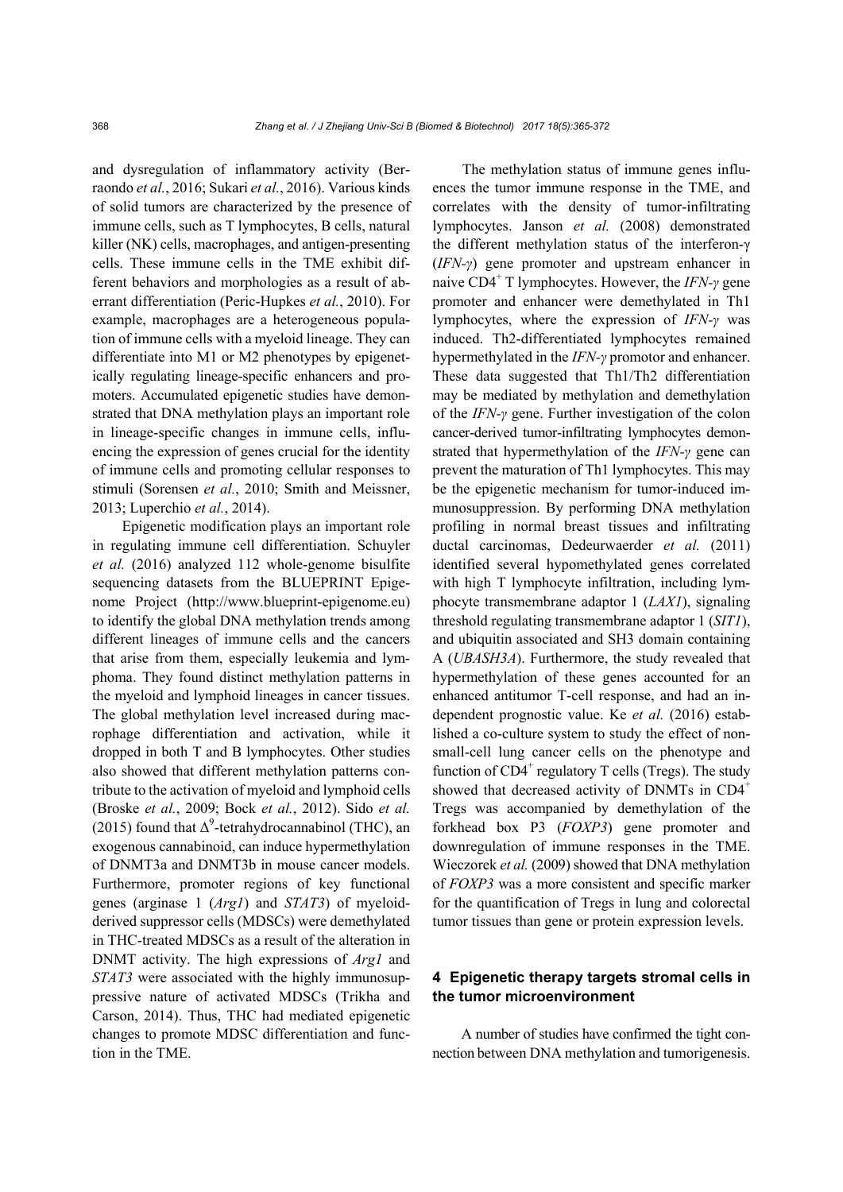and dysregulation of inflammatory activity (Berraondo *et al.*, 2016; Sukari *et al.*, 2016). Various kinds of solid tumors are characterized by the presence of immune cells, such as T lymphocytes, B cells, natural killer (NK) cells, macrophages, and antigen-presenting cells. These immune cells in the TME exhibit different behaviors and morphologies as a result of aberrant differentiation (Peric-Hupkes *et al.*, 2010). For example, macrophages are a heterogeneous population of immune cells with a myeloid lineage. They can differentiate into M1 or M2 phenotypes by epigenetically regulating lineage-specific enhancers and promoters. Accumulated epigenetic studies have demonstrated that DNA methylation plays an important role in lineage-specific changes in immune cells, influencing the expression of genes crucial for the identity of immune cells and promoting cellular responses to stimuli (Sorensen *et al.*, 2010; Smith and Meissner, 2013; Luperchio *et al.*, 2014).

Epigenetic modification plays an important role in regulating immune cell differentiation. Schuyler *et al.* (2016) analyzed 112 whole-genome bisulfite sequencing datasets from the BLUEPRINT Epigenome Project (http://www.blueprint-epigenome.eu) to identify the global DNA methylation trends among different lineages of immune cells and the cancers that arise from them, especially leukemia and lymphoma. They found distinct methylation patterns in the myeloid and lymphoid lineages in cancer tissues. The global methylation level increased during macrophage differentiation and activation, while it dropped in both T and B lymphocytes. Other studies also showed that different methylation patterns contribute to the activation of myeloid and lymphoid cells (Broske *et al.*, 2009; Bock *et al.*, 2012). Sido *et al.* (2015) found that $\Delta^9$-tetrahydrocannabinol (THC), an exogenous cannabinoid, can induce hypermethylation of DNMT3a and DNMT3b in mouse cancer models. Furthermore, promoter regions of key functional genes (arginase 1 (*Arg1*) and *STAT3*) of myeloid-derived suppressor cells (MDSCs) were demethylated in THC-treated MDSCs as a result of the alteration in DNMT activity. The high expressions of *Arg1* and *STAT3* were associated with the highly immunosuppressive nature of activated MDSCs (Trikha and Carson, 2014). Thus, THC had mediated epigenetic changes to promote MDSC differentiation and function in the TME.

The methylation status of immune genes influences the tumor immune response in the TME, and correlates with the density of tumor-infiltrating lymphocytes. Janson *et al.* (2008) demonstrated the different methylation status of the interferon-γ (*IFN-γ*) gene promoter and upstream enhancer in naive $CD4^+$ T lymphocytes. However, the *IFN-γ* gene promoter and enhancer were demethylated in Th1 lymphocytes, where the expression of *IFN-γ* was induced. Th2-differentiated lymphocytes remained hypermethylated in the *IFN-γ* promotor and enhancer. These data suggested that Th1/Th2 differentiation may be mediated by methylation and demethylation of the *IFN-γ* gene. Further investigation of the colon cancer-derived tumor-infiltrating lymphocytes demonstrated that hypermethylation of the *IFN-γ* gene can prevent the maturation of Th1 lymphocytes. This may be the epigenetic mechanism for tumor-induced immunosuppression. By performing DNA methylation profiling in normal breast tissues and infiltrating ductal carcinomas, Dedeurwaerder *et al.* (2011) identified several hypomethylated genes correlated with high T lymphocyte infiltration, including lymphocyte transmembrane adaptor 1 (*LAX1*), signaling threshold regulating transmembrane adaptor 1 (*SIT1*), and ubiquitin associated and SH3 domain containing A (*UBASH3A*). Furthermore, the study revealed that hypermethylation of these genes accounted for an enhanced antitumor T-cell response, and had an independent prognostic value. Ke *et al.* (2016) established a co-culture system to study the effect of non-small-cell lung cancer cells on the phenotype and function of $CD4^+$ regulatory T cells (Tregs). The study showed that decreased activity of DNMTs in $CD4^+$ Tregs was accompanied by demethylation of the forkhead box P3 (*FOXP3*) gene promoter and downregulation of immune responses in the TME. Wieczorek *et al.* (2009) showed that DNA methylation of *FOXP3* was a more consistent and specific marker for the quantification of Tregs in lung and colorectal tumor tissues than gene or protein expression levels.

## 4 Epigenetic therapy targets stromal cells in the tumor microenvironment

A number of studies have confirmed the tight connection between DNA methylation and tumorigenesis.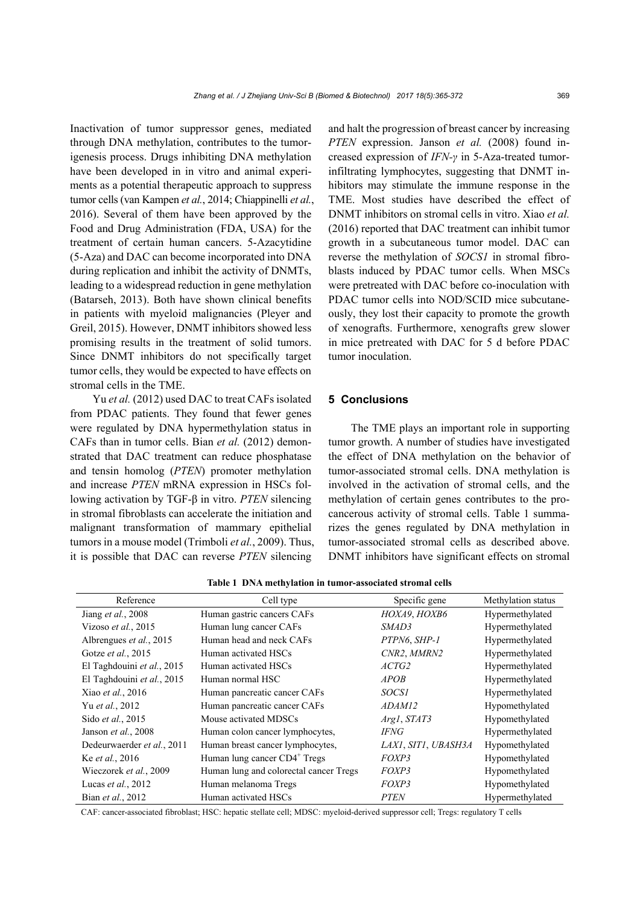Inactivation of tumor suppressor genes, mediated through DNA methylation, contributes to the tumorigenesis process. Drugs inhibiting DNA methylation have been developed in in vitro and animal experiments as a potential therapeutic approach to suppress tumor cells (van Kampen *et al.*, 2014; Chiappinelli *et al.*, 2016). Several of them have been approved by the Food and Drug Administration (FDA, USA) for the treatment of certain human cancers. 5-Azacytidine (5-Aza) and DAC can become incorporated into DNA during replication and inhibit the activity of DNMTs, leading to a widespread reduction in gene methylation (Batarseh, 2013). Both have shown clinical benefits in patients with myeloid malignancies (Pleyer and Greil, 2015). However, DNMT inhibitors showed less promising results in the treatment of solid tumors. Since DNMT inhibitors do not specifically target tumor cells, they would be expected to have effects on stromal cells in the TME.

Yu *et al.* (2012) used DAC to treat CAFs isolated from PDAC patients. They found that fewer genes were regulated by DNA hypermethylation status in CAFs than in tumor cells. Bian *et al.* (2012) demonstrated that DAC treatment can reduce phosphatase and tensin homolog (*PTEN*) promoter methylation and increase *PTEN* mRNA expression in HSCs following activation by TGF-β in vitro. *PTEN* silencing in stromal fibroblasts can accelerate the initiation and malignant transformation of mammary epithelial tumors in a mouse model (Trimboli *et al.*, 2009). Thus, it is possible that DAC can reverse *PTEN* silencing and halt the progression of breast cancer by increasing *PTEN* expression. Janson *et al.* (2008) found increased expression of *IFN-γ* in 5-Aza-treated tumor-infiltrating lymphocytes, suggesting that DNMT inhibitors may stimulate the immune response in the TME. Most studies have described the effect of DNMT inhibitors on stromal cells in vitro. Xiao *et al.* (2016) reported that DAC treatment can inhibit tumor growth in a subcutaneous tumor model. DAC can reverse the methylation of *SOCS1* in stromal fibroblasts induced by PDAC tumor cells. When MSCs were pretreated with DAC before co-inoculation with PDAC tumor cells into NOD/SCID mice subcutaneously, they lost their capacity to promote the growth of xenografts. Furthermore, xenografts grew slower in mice pretreated with DAC for 5 d before PDAC tumor inoculation.

## 5 Conclusions

The TME plays an important role in supporting tumor growth. A number of studies have investigated the effect of DNA methylation on the behavior of tumor-associated stromal cells. DNA methylation is involved in the activation of stromal cells, and the methylation of certain genes contributes to the pro-cancerous activity of stromal cells. Table 1 summarizes the genes regulated by DNA methylation in tumor-associated stromal cells as described above. DNMT inhibitors have significant effects on stromal

**Table 1 DNA methylation in tumor-associated stromal cells**

| Reference | Cell type | Specific gene | Methylation status |
|---|---|---|---|
| Jiang *et al.*, 2008 | Human gastric cancers CAFs | *HOXA9*, *HOXB6* | Hypermethylated |
| Vizoso *et al.*, 2015 | Human lung cancer CAFs | *SMAD3* | Hypermethylated |
| Albrengues *et al.*, 2015 | Human head and neck CAFs | *PTPN6*, *SHP-1* | Hypermethylated |
| Gotze *et al.*, 2015 | Human activated HSCs | *CNR2*, *MMRN2* | Hypermethylated |
| El Taghdouini *et al.*, 2015 | Human activated HSCs | *ACTG2* | Hypermethylated |
| El Taghdouini *et al.*, 2015 | Human normal HSC | *APOB* | Hypermethylated |
| Xiao *et al.*, 2016 | Human pancreatic cancer CAFs | *SOCS1* | Hypermethylated |
| Yu *et al.*, 2012 | Human pancreatic cancer CAFs | *ADAM12* | Hypomethylated |
| Sido *et al.*, 2015 | Mouse activated MDSCs | *Arg1*, *STAT3* | Hypomethylated |
| Janson *et al.*, 2008 | Human colon cancer lymphocytes, | *IFNG* | Hypermethylated |
| Dedeurwaerder *et al.*, 2011 | Human breast cancer lymphocytes, | *LAX1*, *SIT1*, *UBASH3A* | Hypomethylated |
| Ke *et al.*, 2016 | Human lung cancer $CD4^+$ Tregs | *FOXP3* | Hypomethylated |
| Wieczorek *et al.*, 2009 | Human lung and colorectal cancer Tregs | *FOXP3* | Hypomethylated |
| Lucas *et al.*, 2012 | Human melanoma Tregs | *FOXP3* | Hypomethylated |
| Bian *et al.*, 2012 | Human activated HSCs | *PTEN* | Hypermethylated |

CAF: cancer-associated fibroblast; HSC: hepatic stellate cell; MDSC: myeloid-derived suppressor cell; Tregs: regulatory T cells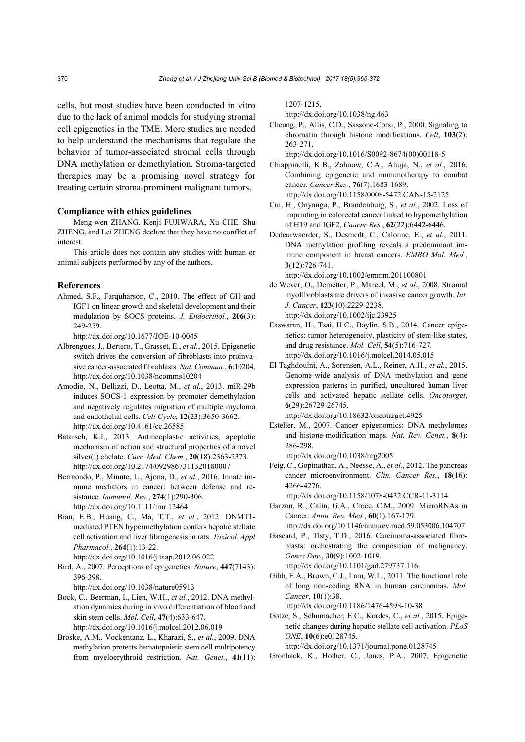cells, but most studies have been conducted in vitro due to the lack of animal models for studying stromal cell epigenetics in the TME. More studies are needed to help understand the mechanisms that regulate the behavior of tumor-associated stromal cells through DNA methylation or demethylation. Stroma-targeted therapies may be a promising novel strategy for treating certain stroma-prominent malignant tumors.

### Compliance with ethics guidelines

Meng-wen ZHANG, Kenji FUJIWARA, Xu CHE, Shu ZHENG, and Lei ZHENG declare that they have no conflict of interest.

This article does not contain any studies with human or animal subjects performed by any of the authors.

### References

Ahmed, S.F., Farquharson, C., 2010. The effect of GH and IGF1 on linear growth and skeletal development and their modulation by SOCS proteins. *J. Endocrinol.*, **206**(3): 249-259. http://dx.doi.org/10.1677/JOE-10-0045

Albrengues, J., Bertero, T., Grasset, E., *et al.*, 2015. Epigenetic switch drives the conversion of fibroblasts into proinvasive cancer-associated fibroblasts. *Nat. Commun.*, **6**:10204. http://dx.doi.org/10.1038/ncomms10204

Amodio, N., Bellizzi, D., Leotta, M., *et al.*, 2013. miR-29b induces SOCS-1 expression by promoter demethylation and negatively regulates migration of multiple myeloma and endothelial cells. *Cell Cycle*, **12**(23):3650-3662. http://dx.doi.org/10.4161/cc.26585

Batarseh, K.I., 2013. Antineoplastic activities, apoptotic mechanism of action and structural properties of a novel silver(I) chelate. *Curr. Med. Chem.*, **20**(18):2363-2373. http://dx.doi.org/10.2174/0929867311320180007

Berraondo, P., Minute, L., Ajona, D., *et al.*, 2016. Innate immune mediators in cancer: between defense and resistance. *Immunol. Rev.*, **274**(1):290-306. http://dx.doi.org/10.1111/imr.12464

Bian, E.B., Huang, C., Ma, T.T., *et al.*, 2012. DNMT1-mediated PTEN hypermethylation confers hepatic stellate cell activation and liver fibrogenesis in rats. *Toxicol. Appl. Pharmacol.*, **264**(1):13-22. http://dx.doi.org/10.1016/j.taap.2012.06.022

Bird, A., 2007. Perceptions of epigenetics. *Nature*, **447**(7143): 396-398. http://dx.doi.org/10.1038/nature05913

Bock, C., Beerman, I., Lien, W.H., *et al.*, 2012. DNA methylation dynamics during in vivo differentiation of blood and skin stem cells. *Mol. Cell*, **47**(4):633-647. http://dx.doi.org/10.1016/j.molcel.2012.06.019

Broske, A.M., Vockentanz, L., Kharazi, S., *et al.*, 2009. DNA methylation protects hematopoietic stem cell multipotency from myeloerythroid restriction. *Nat. Genet.*, **41**(11): 1207-1215. http://dx.doi.org/10.1038/ng.463

Cheung, P., Allis, C.D., Sassone-Corsi, P., 2000. Signaling to chromatin through histone modifications. *Cell*, **103**(2): 263-271. http://dx.doi.org/10.1016/S0092-8674(00)00118-5

Chiappinelli, K.B., Zahnow, C.A., Ahuja, N., *et al.*, 2016. Combining epigenetic and immunotherapy to combat cancer. *Cancer Res.*, **76**(7):1683-1689. http://dx.doi.org/10.1158/0008-5472.CAN-15-2125

Cui, H., Onyango, P., Brandenburg, S., *et al.*, 2002. Loss of imprinting in colorectal cancer linked to hypomethylation of H19 and IGF2. *Cancer Res.*, **62**(22):6442-6446.

Dedeurwaerder, S., Desmedt, C., Calonne, E., *et al.*, 2011. DNA methylation profiling reveals a predominant immune component in breast cancers. *EMBO Mol. Med.*, **3**(12):726-741. http://dx.doi.org/10.1002/emmm.201100801

de Wever, O., Demetter, P., Mareel, M., *et al.*, 2008. Stromal myofibroblasts are drivers of invasive cancer growth. *Int. J. Cancer*, **123**(10):2229-2238. http://dx.doi.org/10.1002/ijc.23925

Easwaran, H., Tsai, H.C., Baylin, S.B., 2014. Cancer epigenetics: tumor heterogeneity, plasticity of stem-like states, and drug resistance. *Mol. Cell*, **54**(5):716-727. http://dx.doi.org/10.1016/j.molcel.2014.05.015

El Taghdouini, A., Sorensen, A.L., Reiner, A.H., *et al.*, 2015. Genome-wide analysis of DNA methylation and gene expression patterns in purified, uncultured human liver cells and activated hepatic stellate cells. *Oncotarget*, **6**(29):26729-26745. http://dx.doi.org/10.18632/oncotarget.4925

Esteller, M., 2007. Cancer epigenomics: DNA methylomes and histone-modification maps. *Nat. Rev. Genet.*, **8**(4): 286-298. http://dx.doi.org/10.1038/nrg2005

Feig, C., Gopinathan, A., Neesse, A., *et al.*, 2012. The pancreas cancer microenvironment. *Clin. Cancer Res.*, **18**(16): 4266-4276. http://dx.doi.org/10.1158/1078-0432.CCR-11-3114

Garzon, R., Calin, G.A., Croce, C.M., 2009. MicroRNAs in Cancer. *Annu. Rev. Med.*, **60**(1):167-179. http://dx.doi.org/10.1146/annurev.med.59.053006.104707

Gascard, P., Tlsty, T.D., 2016. Carcinoma-associated fibroblasts: orchestrating the composition of malignancy. *Genes Dev.*, **30**(9):1002-1019. http://dx.doi.org/10.1101/gad.279737.116

Gibb, E.A., Brown, C.J., Lam, W.L., 2011. The functional role of long non-coding RNA in human carcinomas. *Mol. Cancer*, **10**(1):38. http://dx.doi.org/10.1186/1476-4598-10-38

Gotze, S., Schumacher, E.C., Kordes, C., *et al.*, 2015. Epigenetic changes during hepatic stellate cell activation. *PLoS ONE*, **10**(6):e0128745. http://dx.doi.org/10.1371/journal.pone.0128745

Gronbaek, K., Hother, C., Jones, P.A., 2007. Epigenetic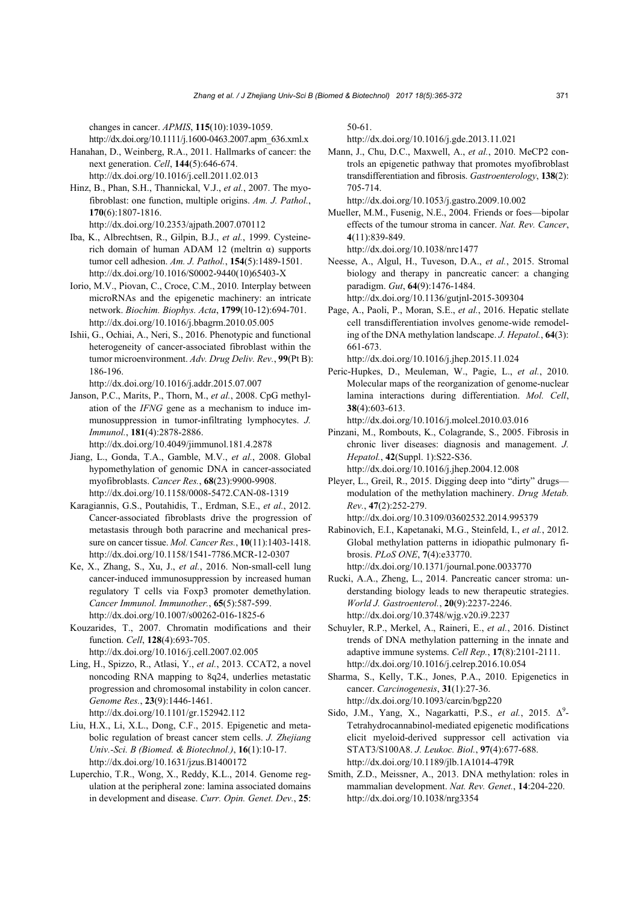changes in cancer. *APMIS*, **115**(10):1039-1059. http://dx.doi.org/10.1111/j.1600-0463.2007.apm_636.xml.x

Hanahan, D., Weinberg, R.A., 2011. Hallmarks of cancer: the next generation. *Cell*, **144**(5):646-674. http://dx.doi.org/10.1016/j.cell.2011.02.013

Hinz, B., Phan, S.H., Thannickal, V.J., *et al.*, 2007. The myofibroblast: one function, multiple origins. *Am. J. Pathol.*, **170**(6):1807-1816. http://dx.doi.org/10.2353/ajpath.2007.070112

Iba, K., Albrechtsen, R., Gilpin, B.J., *et al.*, 1999. Cysteine-rich domain of human ADAM 12 (meltrin α) supports tumor cell adhesion. *Am. J. Pathol.*, **154**(5):1489-1501. http://dx.doi.org/10.1016/S0002-9440(10)65403-X

Iorio, M.V., Piovan, C., Croce, C.M., 2010. Interplay between microRNAs and the epigenetic machinery: an intricate network. *Biochim. Biophys. Acta*, **1799**(10-12):694-701. http://dx.doi.org/10.1016/j.bbagrm.2010.05.005

Ishii, G., Ochiai, A., Neri, S., 2016. Phenotypic and functional heterogeneity of cancer-associated fibroblast within the tumor microenvironment. *Adv. Drug Deliv. Rev.*, **99**(Pt B): 186-196. http://dx.doi.org/10.1016/j.addr.2015.07.007

Janson, P.C., Marits, P., Thorn, M., *et al.*, 2008. CpG methylation of the *IFNG* gene as a mechanism to induce immunosuppression in tumor-infiltrating lymphocytes. *J. Immunol.*, **181**(4):2878-2886. http://dx.doi.org/10.4049/jimmunol.181.4.2878

Jiang, L., Gonda, T.A., Gamble, M.V., *et al.*, 2008. Global hypomethylation of genomic DNA in cancer-associated myofibroblasts. *Cancer Res.*, **68**(23):9900-9908. http://dx.doi.org/10.1158/0008-5472.CAN-08-1319

Karagiannis, G.S., Poutahidis, T., Erdman, S.E., *et al.*, 2012. Cancer-associated fibroblasts drive the progression of metastasis through both paracrine and mechanical pressure on cancer tissue. *Mol. Cancer Res.*, **10**(11):1403-1418. http://dx.doi.org/10.1158/1541-7786.MCR-12-0307

Ke, X., Zhang, S., Xu, J., *et al.*, 2016. Non-small-cell lung cancer-induced immunosuppression by increased human regulatory T cells via Foxp3 promoter demethylation. *Cancer Immunol. Immunother.*, **65**(5):587-599. http://dx.doi.org/10.1007/s00262-016-1825-6

Kouzarides, T., 2007. Chromatin modifications and their function. *Cell*, **128**(4):693-705. http://dx.doi.org/10.1016/j.cell.2007.02.005

Ling, H., Spizzo, R., Atlasi, Y., *et al.*, 2013. CCAT2, a novel noncoding RNA mapping to 8q24, underlies metastatic progression and chromosomal instability in colon cancer. *Genome Res.*, **23**(9):1446-1461. http://dx.doi.org/10.1101/gr.152942.112

Liu, H.X., Li, X.L., Dong, C.F., 2015. Epigenetic and metabolic regulation of breast cancer stem cells. *J. Zhejiang Univ.-Sci. B (Biomed. & Biotechnol.)*, **16**(1):10-17. http://dx.doi.org/10.1631/jzus.B1400172

Luperchio, T.R., Wong, X., Reddy, K.L., 2014. Genome regulation at the peripheral zone: lamina associated domains in development and disease. *Curr. Opin. Genet. Dev.*, **25**: 50-61. http://dx.doi.org/10.1016/j.gde.2013.11.021

Mann, J., Chu, D.C., Maxwell, A., *et al.*, 2010. MeCP2 controls an epigenetic pathway that promotes myofibroblast transdifferentiation and fibrosis. *Gastroenterology*, **138**(2): 705-714. http://dx.doi.org/10.1053/j.gastro.2009.10.002

Mueller, M.M., Fusenig, N.E., 2004. Friends or foes—bipolar effects of the tumour stroma in cancer. *Nat. Rev. Cancer*, **4**(11):839-849. http://dx.doi.org/10.1038/nrc1477

Neesse, A., Algul, H., Tuveson, D.A., *et al.*, 2015. Stromal biology and therapy in pancreatic cancer: a changing paradigm. *Gut*, **64**(9):1476-1484. http://dx.doi.org/10.1136/gutjnl-2015-309304

Page, A., Paoli, P., Moran, S.E., *et al.*, 2016. Hepatic stellate cell transdifferentiation involves genome-wide remodeling of the DNA methylation landscape. *J. Hepatol.*, **64**(3): 661-673. http://dx.doi.org/10.1016/j.jhep.2015.11.024

Peric-Hupkes, D., Meuleman, W., Pagie, L., *et al.*, 2010. Molecular maps of the reorganization of genome-nuclear lamina interactions during differentiation. *Mol. Cell*, **38**(4):603-613. http://dx.doi.org/10.1016/j.molcel.2010.03.016

Pinzani, M., Rombouts, K., Colagrande, S., 2005. Fibrosis in chronic liver diseases: diagnosis and management. *J. Hepatol.*, **42**(Suppl. 1):S22-S36. http://dx.doi.org/10.1016/j.jhep.2004.12.008

Pleyer, L., Greil, R., 2015. Digging deep into "dirty" drugs—modulation of the methylation machinery. *Drug Metab. Rev.*, **47**(2):252-279. http://dx.doi.org/10.3109/03602532.2014.995379

Rabinovich, E.I., Kapetanaki, M.G., Steinfeld, I., *et al.*, 2012. Global methylation patterns in idiopathic pulmonary fibrosis. *PLoS ONE*, **7**(4):e33770. http://dx.doi.org/10.1371/journal.pone.0033770

Rucki, A.A., Zheng, L., 2014. Pancreatic cancer stroma: understanding biology leads to new therapeutic strategies. *World J. Gastroenterol.*, **20**(9):2237-2246. http://dx.doi.org/10.3748/wjg.v20.i9.2237

Schuyler, R.P., Merkel, A., Raineri, E., *et al.*, 2016. Distinct trends of DNA methylation patterning in the innate and adaptive immune systems. *Cell Rep.*, **17**(8):2101-2111. http://dx.doi.org/10.1016/j.celrep.2016.10.054

Sharma, S., Kelly, T.K., Jones, P.A., 2010. Epigenetics in cancer. *Carcinogenesis*, **31**(1):27-36. http://dx.doi.org/10.1093/carcin/bgp220

Sido, J.M., Yang, X., Nagarkatti, P.S., *et al.*, 2015. $\Delta^9$-Tetrahydrocannabinol-mediated epigenetic modifications elicit myeloid-derived suppressor cell activation via STAT3/S100A8. *J. Leukoc. Biol.*, **97**(4):677-688. http://dx.doi.org/10.1189/jlb.1A1014-479R

Smith, Z.D., Meissner, A., 2013. DNA methylation: roles in mammalian development. *Nat. Rev. Genet.*, **14**:204-220. http://dx.doi.org/10.1038/nrg3354